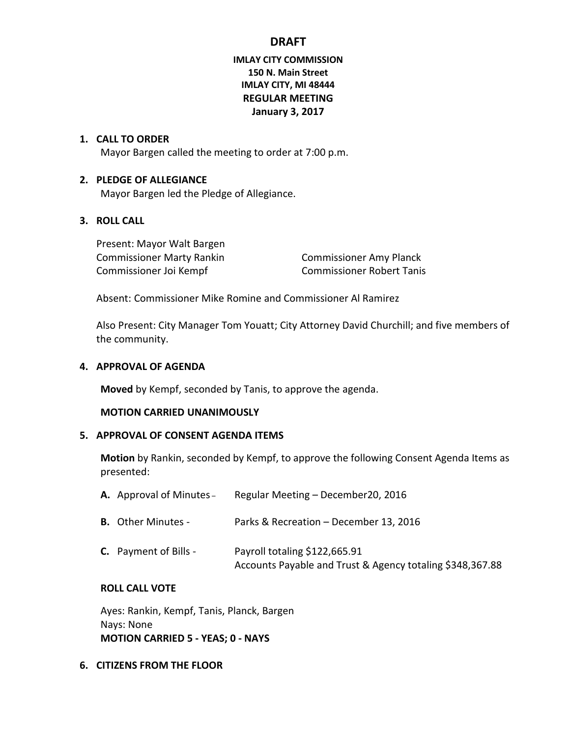# DRAFT

**IMLAY CITY COMMISSION**
**150 N. Main Street**
**IMLAY CITY, MI 48444**
**REGULAR MEETING**
**January 3, 2017**

1. **CALL TO ORDER**
   Mayor Bargen called the meeting to order at 7:00 p.m.

2. **PLEDGE OF ALLEGIANCE**
   Mayor Bargen led the Pledge of Allegiance.

3. **ROLL CALL**

   Present: Mayor Walt Bargen
   Commissioner Marty Rankin
   Commissioner Amy Planck
   Commissioner Joi Kempf
   Commissioner Robert Tanis

   Absent: Commissioner Mike Romine and Commissioner Al Ramirez

   Also Present: City Manager Tom Youatt; City Attorney David Churchill; and five members of the community.

4. **APPROVAL OF AGENDA**

   **Moved** by Kempf, seconded by Tanis, to approve the agenda.

   **MOTION CARRIED UNANIMOUSLY**

5. **APPROVAL OF CONSENT AGENDA ITEMS**

   **Motion** by Rankin, seconded by Kempf, to approve the following Consent Agenda Items as presented:

   **A.** Approval of Minutes – Regular Meeting – December20, 2016

   **B.** Other Minutes - Parks & Recreation – December 13, 2016

   **C.** Payment of Bills - Payroll totaling $122,665.91
   Accounts Payable and Trust & Agency totaling $348,367.88

   **ROLL CALL VOTE**

   Ayes: Rankin, Kempf, Tanis, Planck, Bargen
   Nays: None
   **MOTION CARRIED 5 - YEAS; 0 - NAYS**

6. **CITIZENS FROM THE FLOOR**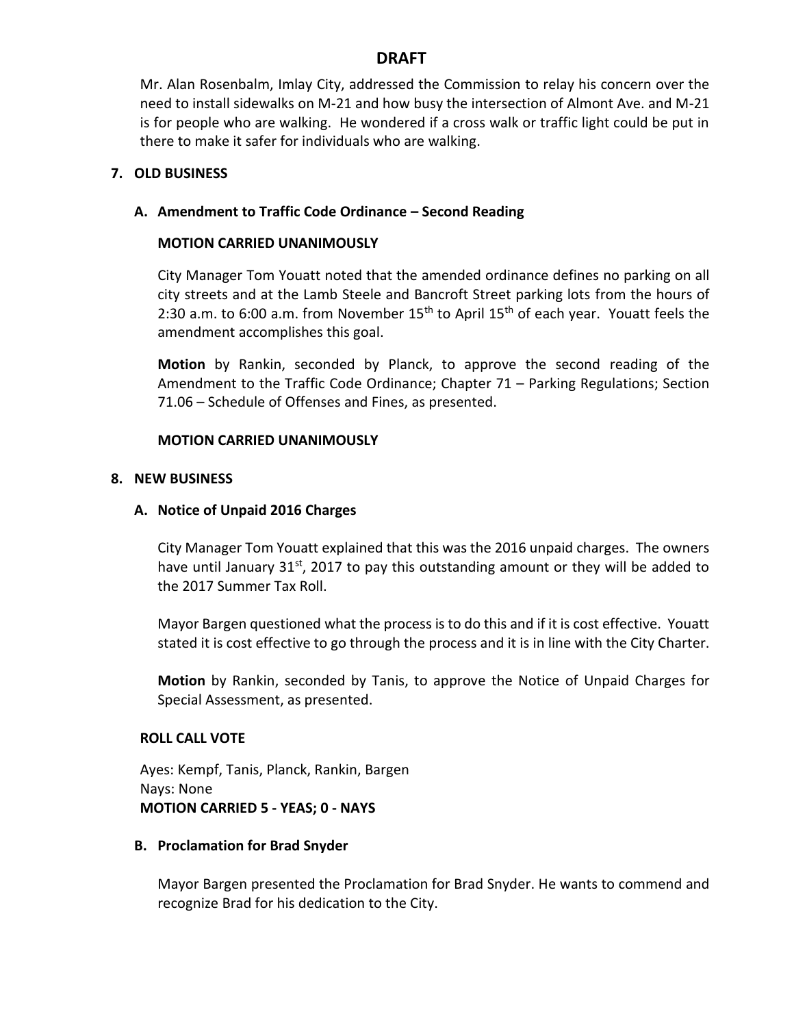# DRAFT

Mr. Alan Rosenbalm, Imlay City, addressed the Commission to relay his concern over the need to install sidewalks on M-21 and how busy the intersection of Almont Ave. and M-21 is for people who are walking. He wondered if a cross walk or traffic light could be put in there to make it safer for individuals who are walking.

**7. OLD BUSINESS**

**A. Amendment to Traffic Code Ordinance – Second Reading**

**MOTION CARRIED UNANIMOUSLY**

City Manager Tom Youatt noted that the amended ordinance defines no parking on all city streets and at the Lamb Steele and Bancroft Street parking lots from the hours of 2:30 a.m. to 6:00 a.m. from November 15th to April 15th of each year. Youatt feels the amendment accomplishes this goal.

**Motion** by Rankin, seconded by Planck, to approve the second reading of the Amendment to the Traffic Code Ordinance; Chapter 71 – Parking Regulations; Section 71.06 – Schedule of Offenses and Fines, as presented.

**MOTION CARRIED UNANIMOUSLY**

**8. NEW BUSINESS**

**A. Notice of Unpaid 2016 Charges**

City Manager Tom Youatt explained that this was the 2016 unpaid charges. The owners have until January 31st, 2017 to pay this outstanding amount or they will be added to the 2017 Summer Tax Roll.

Mayor Bargen questioned what the process is to do this and if it is cost effective. Youatt stated it is cost effective to go through the process and it is in line with the City Charter.

**Motion** by Rankin, seconded by Tanis, to approve the Notice of Unpaid Charges for Special Assessment, as presented.

**ROLL CALL VOTE**

Ayes: Kempf, Tanis, Planck, Rankin, Bargen
Nays: None
**MOTION CARRIED 5 - YEAS; 0 - NAYS**

**B. Proclamation for Brad Snyder**

Mayor Bargen presented the Proclamation for Brad Snyder. He wants to commend and recognize Brad for his dedication to the City.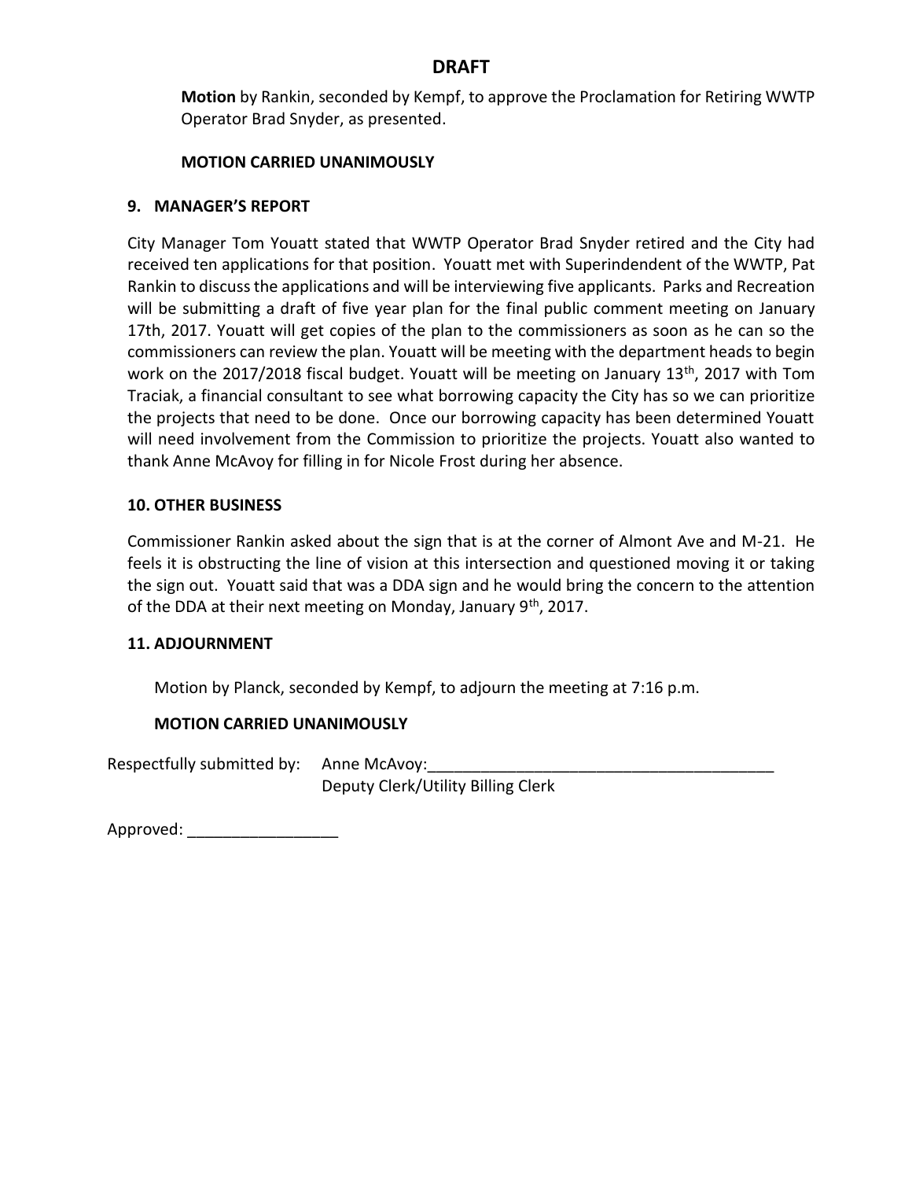**DRAFT**

**Motion** by Rankin, seconded by Kempf, to approve the Proclamation for Retiring WWTP Operator Brad Snyder, as presented.

**MOTION CARRIED UNANIMOUSLY**

## 9. MANAGER'S REPORT

City Manager Tom Youatt stated that WWTP Operator Brad Snyder retired and the City had received ten applications for that position. Youatt met with Superindendent of the WWTP, Pat Rankin to discuss the applications and will be interviewing five applicants. Parks and Recreation will be submitting a draft of five year plan for the final public comment meeting on January 17th, 2017. Youatt will get copies of the plan to the commissioners as soon as he can so the commissioners can review the plan. Youatt will be meeting with the department heads to begin work on the 2017/2018 fiscal budget. Youatt will be meeting on January 13th, 2017 with Tom Traciak, a financial consultant to see what borrowing capacity the City has so we can prioritize the projects that need to be done. Once our borrowing capacity has been determined Youatt will need involvement from the Commission to prioritize the projects. Youatt also wanted to thank Anne McAvoy for filling in for Nicole Frost during her absence.

## 10. OTHER BUSINESS

Commissioner Rankin asked about the sign that is at the corner of Almont Ave and M-21. He feels it is obstructing the line of vision at this intersection and questioned moving it or taking the sign out. Youatt said that was a DDA sign and he would bring the concern to the attention of the DDA at their next meeting on Monday, January 9th, 2017.

## 11. ADJOURNMENT

Motion by Planck, seconded by Kempf, to adjourn the meeting at 7:16 p.m.

**MOTION CARRIED UNANIMOUSLY**

Respectfully submitted by: Anne McAvoy:________________________________________
Deputy Clerk/Utility Billing Clerk

Approved: _________________